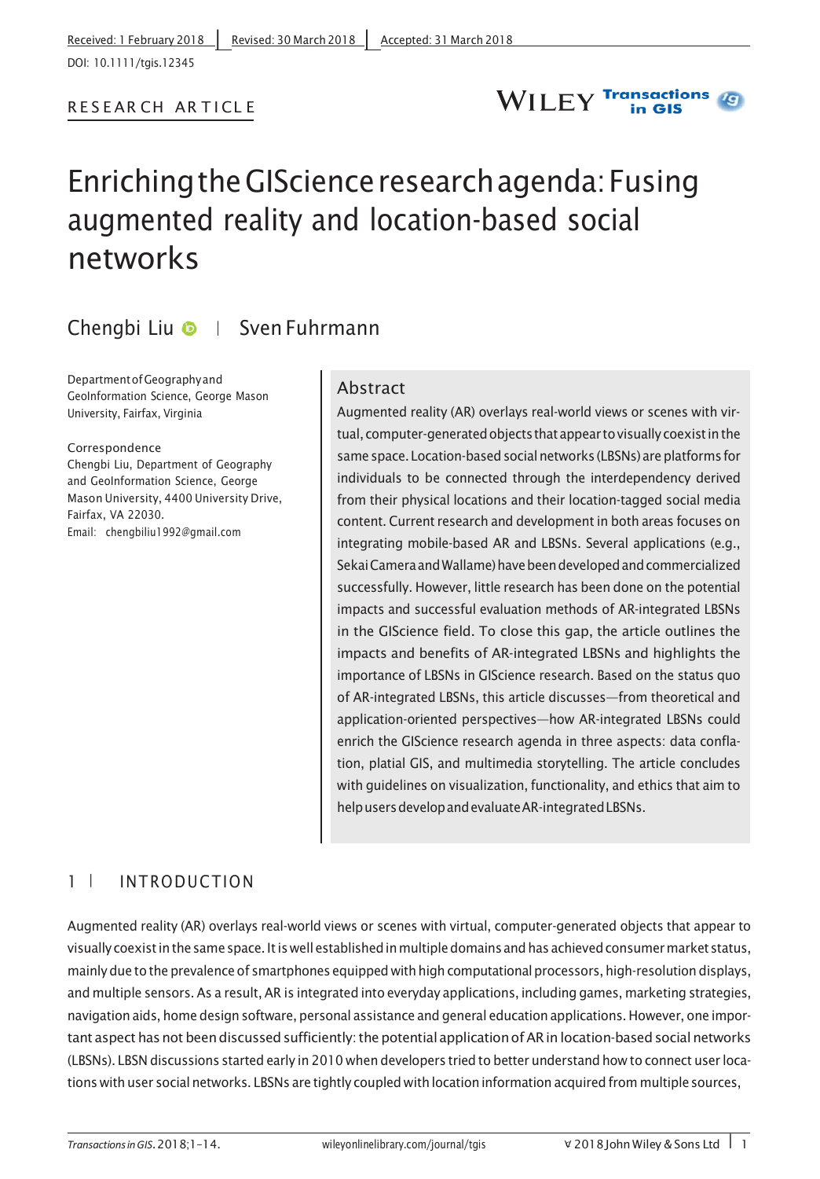Received: 1 February 2018 | Revised: 30 March 2018 | Accepted: 31 March 2018

DOI: 10.1111/tgis.12345

RESEARCH ARTICLE

# Enriching the GIScience research agenda: Fusing augmented reality and location-based social networks

Chengbi Liu | Sven Fuhrmann

Department of Geography and GeoInformation Science, George Mason University, Fairfax, Virginia

Correspondence
Chengbi Liu, Department of Geography and GeoInformation Science, George Mason University, 4400 University Drive, Fairfax, VA 22030.
Email: chengbiliu1992@gmail.com

## Abstract

Augmented reality (AR) overlays real-world views or scenes with virtual, computer-generated objects that appear to visually coexist in the same space. Location-based social networks (LBSNs) are platforms for individuals to be connected through the interdependency derived from their physical locations and their location-tagged social media content. Current research and development in both areas focuses on integrating mobile-based AR and LBSNs. Several applications (e.g., Sekai Camera and Wallame) have been developed and commercialized successfully. However, little research has been done on the potential impacts and successful evaluation methods of AR-integrated LBSNs in the GIScience field. To close this gap, the article outlines the impacts and benefits of AR-integrated LBSNs and highlights the importance of LBSNs in GIScience research. Based on the status quo of AR-integrated LBSNs, this article discusses—from theoretical and application-oriented perspectives—how AR-integrated LBSNs could enrich the GIScience research agenda in three aspects: data conflation, platial GIS, and multimedia storytelling. The article concludes with guidelines on visualization, functionality, and ethics that aim to help users develop and evaluate AR-integrated LBSNs.

## 1 | INTRODUCTION

Augmented reality (AR) overlays real-world views or scenes with virtual, computer-generated objects that appear to visually coexist in the same space. It is well established in multiple domains and has achieved consumer market status, mainly due to the prevalence of smartphones equipped with high computational processors, high-resolution displays, and multiple sensors. As a result, AR is integrated into everyday applications, including games, marketing strategies, navigation aids, home design software, personal assistance and general education applications. However, one important aspect has not been discussed sufficiently: the potential application of AR in location-based social networks (LBSNs). LBSN discussions started early in 2010 when developers tried to better understand how to connect user locations with user social networks. LBSNs are tightly coupled with location information acquired from multiple sources,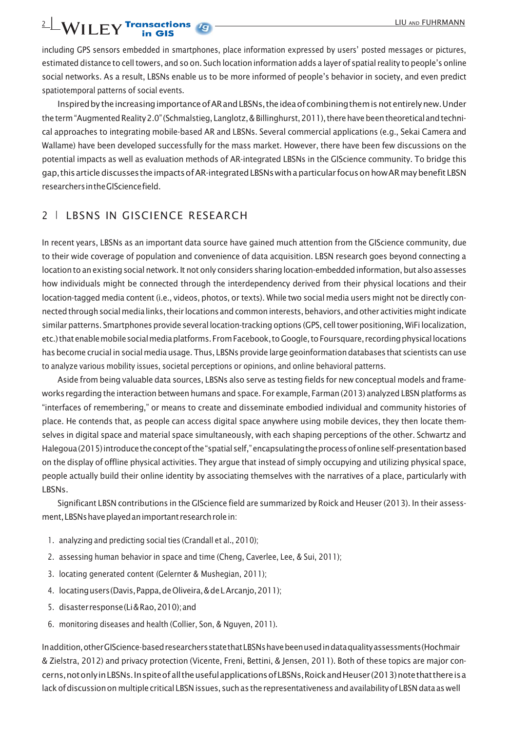including GPS sensors embedded in smartphones, place information expressed by users' posted messages or pictures, estimated distance to cell towers, and so on. Such location information adds a layer of spatial reality to people's online social networks. As a result, LBSNs enable us to be more informed of people's behavior in society, and even predict spatiotemporal patterns of social events.

Inspired by the increasing importance of AR and LBSNs, the idea of combining them is not entirely new. Under the term "Augmented Reality 2.0" (Schmalstieg, Langlotz, & Billinghurst, 2011), there have been theoretical and technical approaches to integrating mobile-based AR and LBSNs. Several commercial applications (e.g., Sekai Camera and Wallame) have been developed successfully for the mass market. However, there have been few discussions on the potential impacts as well as evaluation methods of AR-integrated LBSNs in the GIScience community. To bridge this gap, this article discusses the impacts of AR-integrated LBSNs with a particular focus on how AR may benefit LBSN researchers in the GIScience field.

## 2 | LBSNS IN GISCIENCE RESEARCH

In recent years, LBSNs as an important data source have gained much attention from the GIScience community, due to their wide coverage of population and convenience of data acquisition. LBSN research goes beyond connecting a location to an existing social network. It not only considers sharing location-embedded information, but also assesses how individuals might be connected through the interdependency derived from their physical locations and their location-tagged media content (i.e., videos, photos, or texts). While two social media users might not be directly connected through social media links, their locations and common interests, behaviors, and other activities might indicate similar patterns. Smartphones provide several location-tracking options (GPS, cell tower positioning, WiFi localization, etc.) that enable mobile social media platforms. From Facebook, to Google, to Foursquare, recording physical locations has become crucial in social media usage. Thus, LBSNs provide large geoinformation databases that scientists can use to analyze various mobility issues, societal perceptions or opinions, and online behavioral patterns.

Aside from being valuable data sources, LBSNs also serve as testing fields for new conceptual models and frameworks regarding the interaction between humans and space. For example, Farman (2013) analyzed LBSN platforms as "interfaces of remembering," or means to create and disseminate embodied individual and community histories of place. He contends that, as people can access digital space anywhere using mobile devices, they then locate themselves in digital space and material space simultaneously, with each shaping perceptions of the other. Schwartz and Halegoua (2015) introduce the concept of the "spatial self," encapsulating the process of online self-presentation based on the display of offline physical activities. They argue that instead of simply occupying and utilizing physical space, people actually build their online identity by associating themselves with the narratives of a place, particularly with LBSNs.

Significant LBSN contributions in the GIScience field are summarized by Roick and Heuser (2013). In their assessment, LBSNs have played an important research role in:

1. analyzing and predicting social ties (Crandall et al., 2010);
2. assessing human behavior in space and time (Cheng, Caverlee, Lee, & Sui, 2011);
3. locating generated content (Gelernter & Mushegian, 2011);
4. locating users (Davis, Pappa, de Oliveira, & de L Arcanjo, 2011);
5. disaster response (Li & Rao, 2010); and
6. monitoring diseases and health (Collier, Son, & Nguyen, 2011).

In addition, other GIScience-based researchers state that LBSNs have been used in data quality assessments (Hochmair & Zielstra, 2012) and privacy protection (Vicente, Freni, Bettini, & Jensen, 2011). Both of these topics are major concerns, not only in LBSNs. In spite of all the useful applications of LBSNs, Roick and Heuser (2013) note that there is a lack of discussion on multiple critical LBSN issues, such as the representativeness and availability of LBSN data as well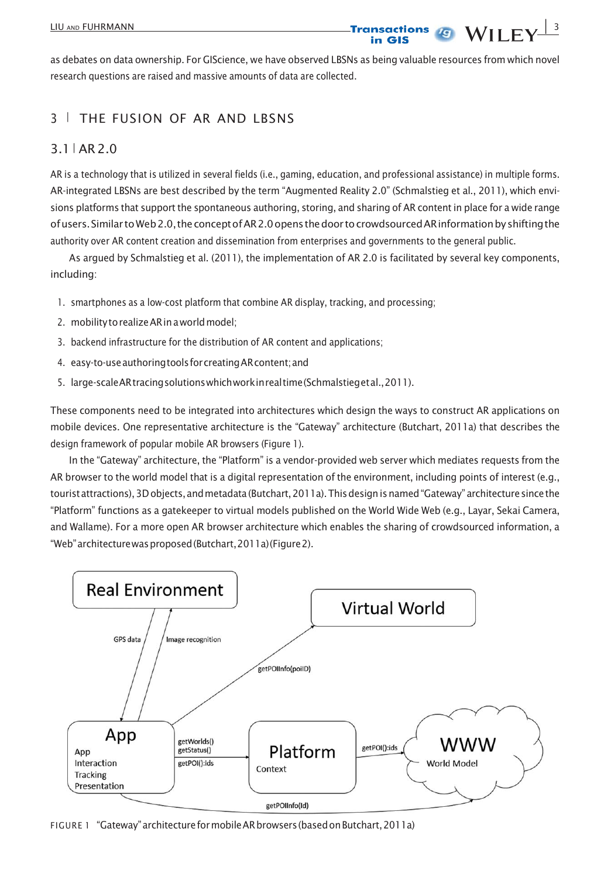as debates on data ownership. For GIScience, we have observed LBSNs as being valuable resources from which novel research questions are raised and massive amounts of data are collected.

## 3 | THE FUSION OF AR AND LBSNS

### 3.1 | AR 2.0

AR is a technology that is utilized in several fields (i.e., gaming, education, and professional assistance) in multiple forms. AR-integrated LBSNs are best described by the term "Augmented Reality 2.0" (Schmalstieg et al., 2011), which envisions platforms that support the spontaneous authoring, storing, and sharing of AR content in place for a wide range of users. Similar to Web 2.0, the concept of AR 2.0 opens the door to crowdsourced AR information by shifting the authority over AR content creation and dissemination from enterprises and governments to the general public.

As argued by Schmalstieg et al. (2011), the implementation of AR 2.0 is facilitated by several key components, including:

1. smartphones as a low-cost platform that combine AR display, tracking, and processing;
2. mobility to realize AR in a world model;
3. backend infrastructure for the distribution of AR content and applications;
4. easy-to-use authoring tools for creating AR content; and
5. large-scale AR tracing solutions which work in real time (Schmalstieg et al., 2011).

These components need to be integrated into architectures which design the ways to construct AR applications on mobile devices. One representative architecture is the "Gateway" architecture (Butchart, 2011a) that describes the design framework of popular mobile AR browsers (Figure 1).

In the "Gateway" architecture, the "Platform" is a vendor-provided web server which mediates requests from the AR browser to the world model that is a digital representation of the environment, including points of interest (e.g., tourist attractions), 3D objects, and metadata (Butchart, 2011a). This design is named "Gateway" architecture since the "Platform" functions as a gatekeeper to virtual models published on the World Wide Web (e.g., Layar, Sekai Camera, and Wallame). For a more open AR browser architecture which enables the sharing of crowdsourced information, a "Web" architecture was proposed (Butchart, 2011a) (Figure 2).

FIGURE 1 "Gateway" architecture for mobile AR browsers (based on Butchart, 2011a)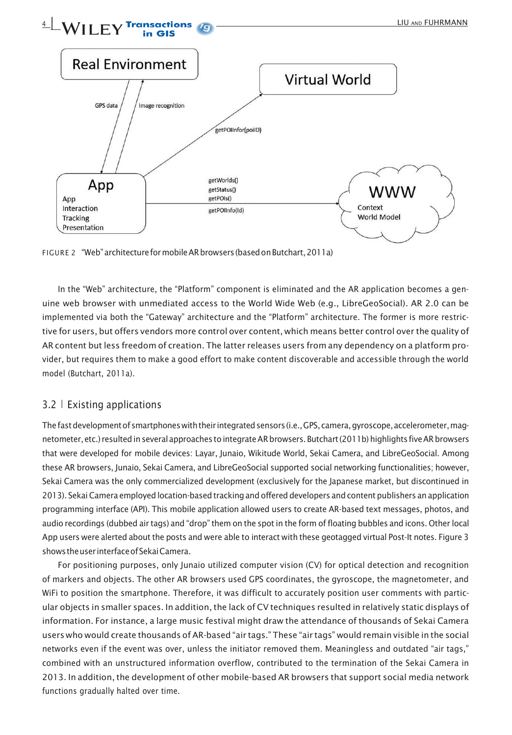Real Environment

GPS data

Image recognition

Virtual World

getPOIInfor(poiID)

App

App
Interaction
Tracking
Presentation

getWorlds()
getStatus()
getPOIs()
getPOIInfo(Id)

WWW

Context
World Model

FIGURE 2 "Web" architecture for mobile AR browsers (based on Butchart, 2011a)

In the "Web" architecture, the "Platform" component is eliminated and the AR application becomes a genuine web browser with unmediated access to the World Wide Web (e.g., LibreGeoSocial). AR 2.0 can be implemented via both the "Gateway" architecture and the "Platform" architecture. The former is more restrictive for users, but offers vendors more control over content, which means better control over the quality of AR content but less freedom of creation. The latter releases users from any dependency on a platform provider, but requires them to make a good effort to make content discoverable and accessible through the world model (Butchart, 2011a).

## 3.2 | Existing applications

The fast development of smartphones with their integrated sensors (i.e., GPS, camera, gyroscope, accelerometer, magnetometer, etc.) resulted in several approaches to integrate AR browsers. Butchart (2011b) highlights five AR browsers that were developed for mobile devices: Layar, Junaio, Wikitude World, Sekai Camera, and LibreGeoSocial. Among these AR browsers, Junaio, Sekai Camera, and LibreGeoSocial supported social networking functionalities; however, Sekai Camera was the only commercialized development (exclusively for the Japanese market, but discontinued in 2013). Sekai Camera employed location-based tracking and offered developers and content publishers an application programming interface (API). This mobile application allowed users to create AR-based text messages, photos, and audio recordings (dubbed air tags) and "drop" them on the spot in the form of floating bubbles and icons. Other local App users were alerted about the posts and were able to interact with these geotagged virtual Post-It notes. Figure 3 shows the user interface of Sekai Camera.

For positioning purposes, only Junaio utilized computer vision (CV) for optical detection and recognition of markers and objects. The other AR browsers used GPS coordinates, the gyroscope, the magnetometer, and WiFi to position the smartphone. Therefore, it was difficult to accurately position user comments with particular objects in smaller spaces. In addition, the lack of CV techniques resulted in relatively static displays of information. For instance, a large music festival might draw the attendance of thousands of Sekai Camera users who would create thousands of AR-based "air tags." These "air tags" would remain visible in the social networks even if the event was over, unless the initiator removed them. Meaningless and outdated "air tags," combined with an unstructured information overflow, contributed to the termination of the Sekai Camera in 2013. In addition, the development of other mobile-based AR browsers that support social media network functions gradually halted over time.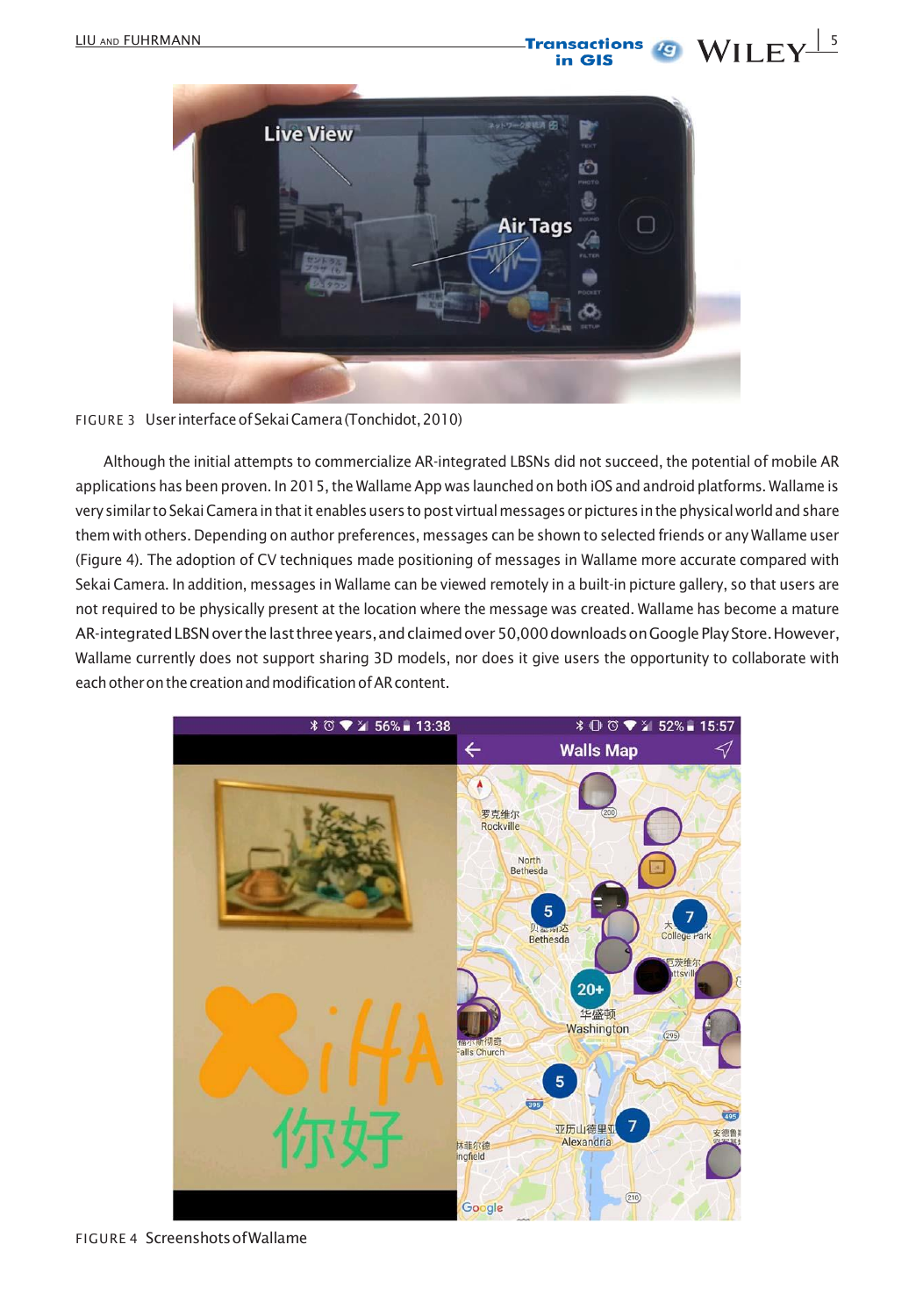FIGURE 3 User interface of Sekai Camera (Tonchidot, 2010)

Although the initial attempts to commercialize AR-integrated LBSNs did not succeed, the potential of mobile AR applications has been proven. In 2015, the Wallame App was launched on both iOS and android platforms. Wallame is very similar to Sekai Camera in that it enables users to post virtual messages or pictures in the physical world and share them with others. Depending on author preferences, messages can be shown to selected friends or any Wallame user (Figure 4). The adoption of CV techniques made positioning of messages in Wallame more accurate compared with Sekai Camera. In addition, messages in Wallame can be viewed remotely in a built-in picture gallery, so that users are not required to be physically present at the location where the message was created. Wallame has become a mature AR-integrated LBSN over the last three years, and claimed over 50,000 downloads on Google Play Store. However, Wallame currently does not support sharing 3D models, nor does it give users the opportunity to collaborate with each other on the creation and modification of AR content.

FIGURE 4 Screenshots of Wallame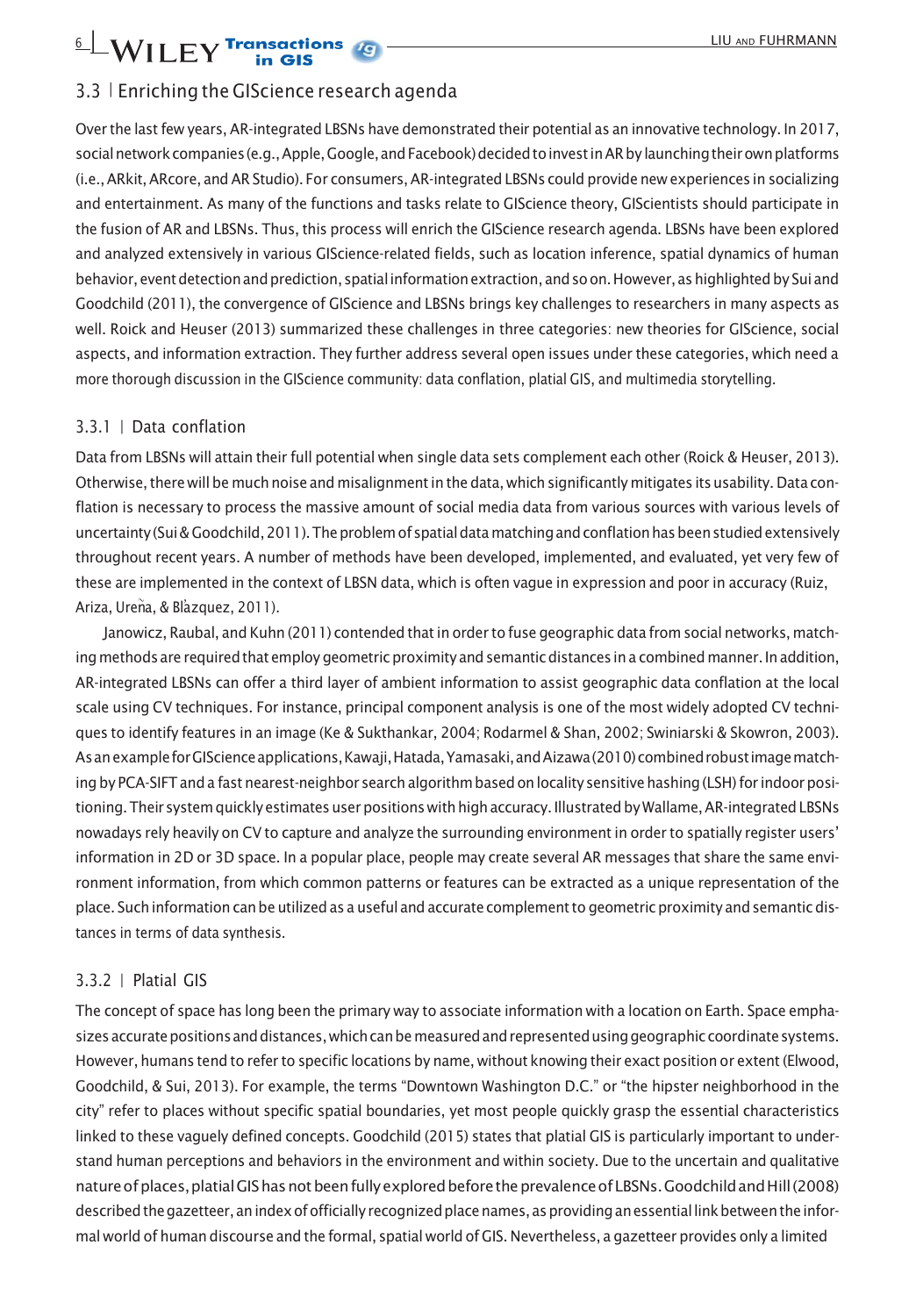## 3.3 | Enriching the GIScience research agenda

Over the last few years, AR-integrated LBSNs have demonstrated their potential as an innovative technology. In 2017, social network companies (e.g., Apple, Google, and Facebook) decided to invest in AR by launching their own platforms (i.e., ARkit, ARcore, and AR Studio). For consumers, AR-integrated LBSNs could provide new experiences in socializing and entertainment. As many of the functions and tasks relate to GIScience theory, GIScientists should participate in the fusion of AR and LBSNs. Thus, this process will enrich the GIScience research agenda. LBSNs have been explored and analyzed extensively in various GIScience-related fields, such as location inference, spatial dynamics of human behavior, event detection and prediction, spatial information extraction, and so on. However, as highlighted by Sui and Goodchild (2011), the convergence of GIScience and LBSNs brings key challenges to researchers in many aspects as well. Roick and Heuser (2013) summarized these challenges in three categories: new theories for GIScience, social aspects, and information extraction. They further address several open issues under these categories, which need a more thorough discussion in the GIScience community: data conflation, platial GIS, and multimedia storytelling.

### 3.3.1 | Data conflation

Data from LBSNs will attain their full potential when single data sets complement each other (Roick & Heuser, 2013). Otherwise, there will be much noise and misalignment in the data, which significantly mitigates its usability. Data conflation is necessary to process the massive amount of social media data from various sources with various levels of uncertainty (Sui & Goodchild, 2011). The problem of spatial data matching and conflation has been studied extensively throughout recent years. A number of methods have been developed, implemented, and evaluated, yet very few of these are implemented in the context of LBSN data, which is often vague in expression and poor in accuracy (Ruiz, Ariza, Ureña, & Blázquez, 2011).

Janowicz, Raubal, and Kuhn (2011) contended that in order to fuse geographic data from social networks, matching methods are required that employ geometric proximity and semantic distances in a combined manner. In addition, AR-integrated LBSNs can offer a third layer of ambient information to assist geographic data conflation at the local scale using CV techniques. For instance, principal component analysis is one of the most widely adopted CV techniques to identify features in an image (Ke & Sukthankar, 2004; Rodarmel & Shan, 2002; Swiniarski & Skowron, 2003). As an example for GIScience applications, Kawaji, Hatada, Yamasaki, and Aizawa (2010) combined robust image matching by PCA-SIFT and a fast nearest-neighbor search algorithm based on locality sensitive hashing (LSH) for indoor positioning. Their system quickly estimates user positions with high accuracy. Illustrated by Wallame, AR-integrated LBSNs nowadays rely heavily on CV to capture and analyze the surrounding environment in order to spatially register users' information in 2D or 3D space. In a popular place, people may create several AR messages that share the same environment information, from which common patterns or features can be extracted as a unique representation of the place. Such information can be utilized as a useful and accurate complement to geometric proximity and semantic distances in terms of data synthesis.

### 3.3.2 | Platial GIS

The concept of space has long been the primary way to associate information with a location on Earth. Space emphasizes accurate positions and distances, which can be measured and represented using geographic coordinate systems. However, humans tend to refer to specific locations by name, without knowing their exact position or extent (Elwood, Goodchild, & Sui, 2013). For example, the terms "Downtown Washington D.C." or "the hipster neighborhood in the city" refer to places without specific spatial boundaries, yet most people quickly grasp the essential characteristics linked to these vaguely defined concepts. Goodchild (2015) states that platial GIS is particularly important to understand human perceptions and behaviors in the environment and within society. Due to the uncertain and qualitative nature of places, platial GIS has not been fully explored before the prevalence of LBSNs. Goodchild and Hill (2008) described the gazetteer, an index of officially recognized place names, as providing an essential link between the informal world of human discourse and the formal, spatial world of GIS. Nevertheless, a gazetteer provides only a limited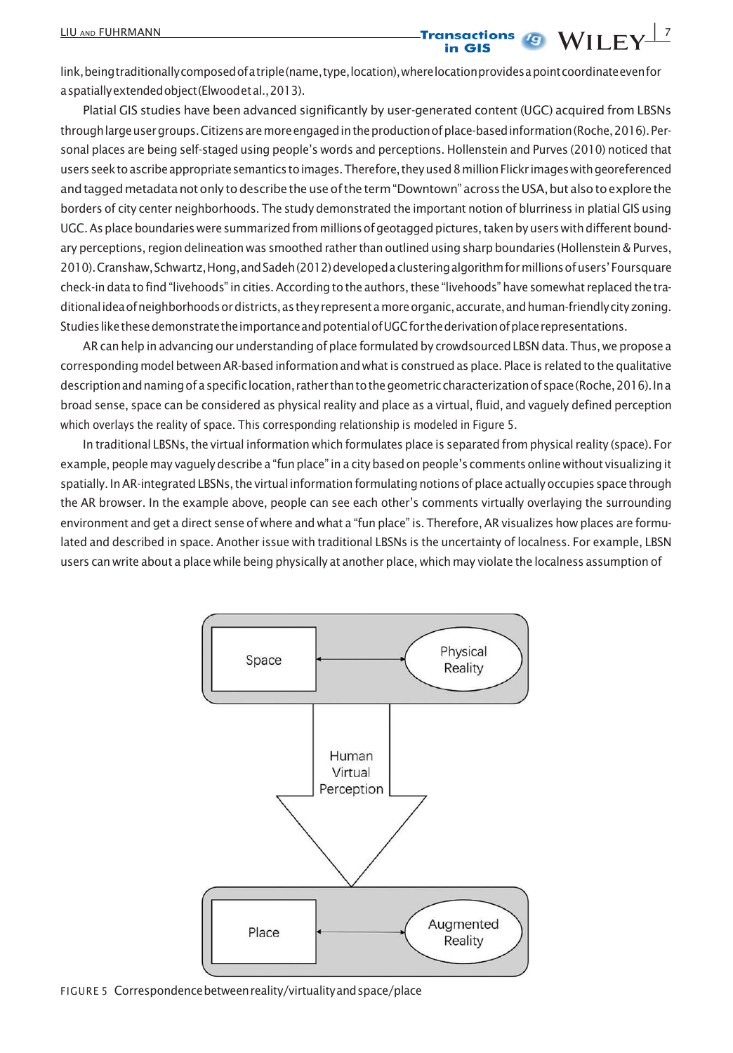link, being traditionally composed of a triple (name, type, location), where location provides a point coordinate even for a spatially extended object (Elwood et al., 2013).

Platial GIS studies have been advanced significantly by user-generated content (UGC) acquired from LBSNs through large user groups. Citizens are more engaged in the production of place-based information (Roche, 2016). Personal places are being self-staged using people's words and perceptions. Hollenstein and Purves (2010) noticed that users seek to ascribe appropriate semantics to images. Therefore, they used 8 million Flickr images with georeferenced and tagged metadata not only to describe the use of the term "Downtown" across the USA, but also to explore the borders of city center neighborhoods. The study demonstrated the important notion of blurriness in platial GIS using UGC. As place boundaries were summarized from millions of geotagged pictures, taken by users with different boundary perceptions, region delineation was smoothed rather than outlined using sharp boundaries (Hollenstein & Purves, 2010). Cranshaw, Schwartz, Hong, and Sadeh (2012) developed a clustering algorithm for millions of users' Foursquare check-in data to find "livehoods" in cities. According to the authors, these "livehoods" have somewhat replaced the traditional idea of neighborhoods or districts, as they represent a more organic, accurate, and human-friendly city zoning. Studies like these demonstrate the importance and potential of UGC for the derivation of place representations.

AR can help in advancing our understanding of place formulated by crowdsourced LBSN data. Thus, we propose a corresponding model between AR-based information and what is construed as place. Place is related to the qualitative description and naming of a specific location, rather than to the geometric characterization of space (Roche, 2016). In a broad sense, space can be considered as physical reality and place as a virtual, fluid, and vaguely defined perception which overlays the reality of space. This corresponding relationship is modeled in Figure 5.

In traditional LBSNs, the virtual information which formulates place is separated from physical reality (space). For example, people may vaguely describe a "fun place" in a city based on people's comments online without visualizing it spatially. In AR-integrated LBSNs, the virtual information formulating notions of place actually occupies space through the AR browser. In the example above, people can see each other's comments virtually overlaying the surrounding environment and get a direct sense of where and what a "fun place" is. Therefore, AR visualizes how places are formulated and described in space. Another issue with traditional LBSNs is the uncertainty of localness. For example, LBSN users can write about a place while being physically at another place, which may violate the localness assumption of

Space
Physical Reality
Human Virtual Perception
Place
Augmented Reality

FIGURE 5 Correspondence between reality/virtuality and space/place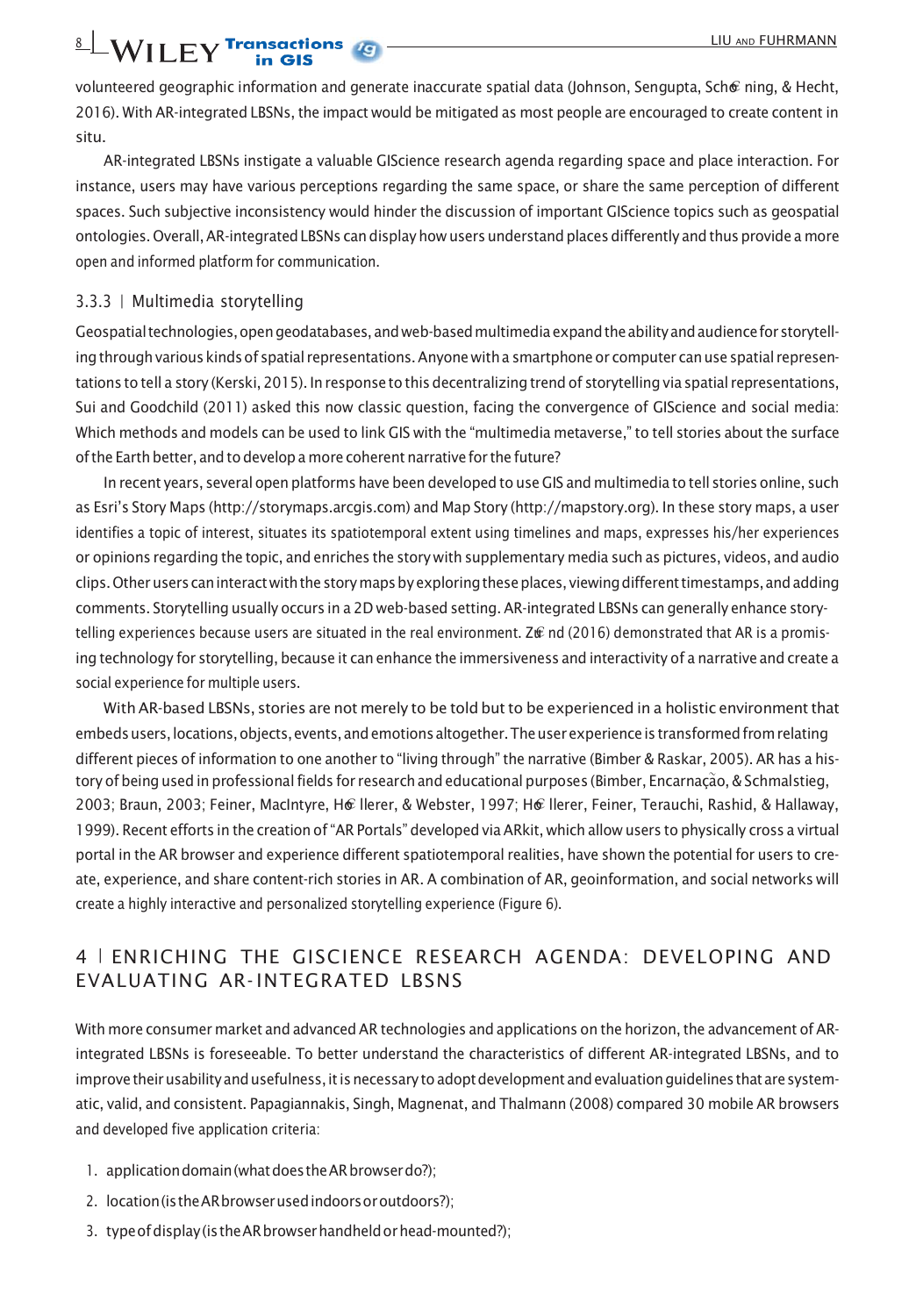volunteered geographic information and generate inaccurate spatial data (Johnson, Sengupta, Schöning, & Hecht, 2016). With AR-integrated LBSNs, the impact would be mitigated as most people are encouraged to create content in situ.

AR-integrated LBSNs instigate a valuable GIScience research agenda regarding space and place interaction. For instance, users may have various perceptions regarding the same space, or share the same perception of different spaces. Such subjective inconsistency would hinder the discussion of important GIScience topics such as geospatial ontologies. Overall, AR-integrated LBSNs can display how users understand places differently and thus provide a more open and informed platform for communication.

### 3.3.3 | Multimedia storytelling

Geospatial technologies, open geodatabases, and web-based multimedia expand the ability and audience for storytelling through various kinds of spatial representations. Anyone with a smartphone or computer can use spatial representations to tell a story (Kerski, 2015). In response to this decentralizing trend of storytelling via spatial representations, Sui and Goodchild (2011) asked this now classic question, facing the convergence of GIScience and social media: Which methods and models can be used to link GIS with the "multimedia metaverse," to tell stories about the surface of the Earth better, and to develop a more coherent narrative for the future?

In recent years, several open platforms have been developed to use GIS and multimedia to tell stories online, such as Esri's Story Maps (http://storymaps.arcgis.com) and Map Story (http://mapstory.org). In these story maps, a user identifies a topic of interest, situates its spatiotemporal extent using timelines and maps, expresses his/her experiences or opinions regarding the topic, and enriches the story with supplementary media such as pictures, videos, and audio clips. Other users can interact with the story maps by exploring these places, viewing different timestamps, and adding comments. Storytelling usually occurs in a 2D web-based setting. AR-integrated LBSNs can generally enhance storytelling experiences because users are situated in the real environment. Zünd (2016) demonstrated that AR is a promising technology for storytelling, because it can enhance the immersiveness and interactivity of a narrative and create a social experience for multiple users.

With AR-based LBSNs, stories are not merely to be told but to be experienced in a holistic environment that embeds users, locations, objects, events, and emotions altogether. The user experience is transformed from relating different pieces of information to one another to "living through" the narrative (Bimber & Raskar, 2005). AR has a history of being used in professional fields for research and educational purposes (Bimber, Encarnação, & Schmalstieg, 2003; Braun, 2003; Feiner, MacIntyre, Höllerer, & Webster, 1997; Höllerer, Feiner, Terauchi, Rashid, & Hallaway, 1999). Recent efforts in the creation of "AR Portals" developed via ARkit, which allow users to physically cross a virtual portal in the AR browser and experience different spatiotemporal realities, have shown the potential for users to create, experience, and share content-rich stories in AR. A combination of AR, geoinformation, and social networks will create a highly interactive and personalized storytelling experience (Figure 6).

## 4 | ENRICHING THE GISCIENCE RESEARCH AGENDA: DEVELOPING AND EVALUATING AR-INTEGRATED LBSNS

With more consumer market and advanced AR technologies and applications on the horizon, the advancement of AR-integrated LBSNs is foreseeable. To better understand the characteristics of different AR-integrated LBSNs, and to improve their usability and usefulness, it is necessary to adopt development and evaluation guidelines that are systematic, valid, and consistent. Papagiannakis, Singh, Magnenat, and Thalmann (2008) compared 30 mobile AR browsers and developed five application criteria:

1. application domain (what does the AR browser do?);
2. location (is the AR browser used indoors or outdoors?);
3. type of display (is the AR browser handheld or head-mounted?);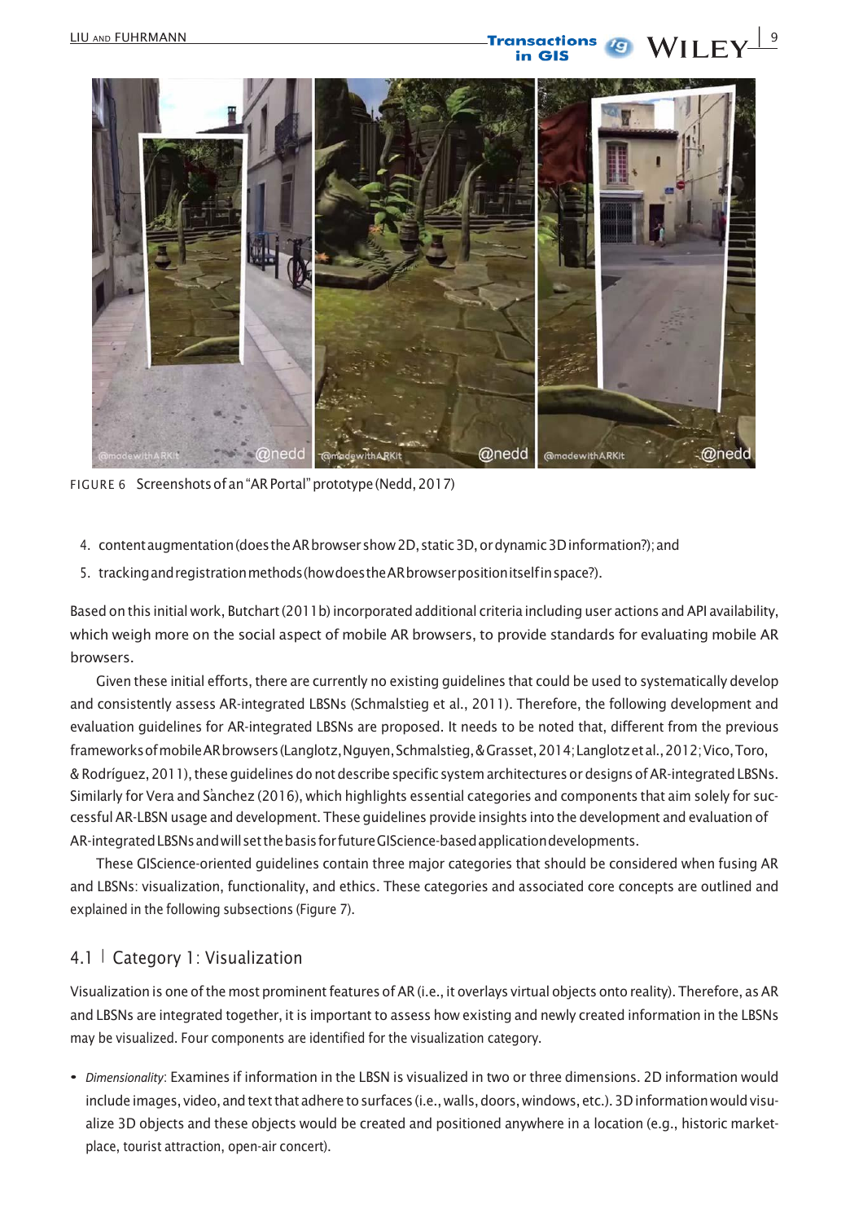FIGURE 6 Screenshots of an "AR Portal" prototype (Nedd, 2017)

4. content augmentation (does the AR browser show 2D, static 3D, or dynamic 3D information?); and
5. tracking and registration methods (how does the AR browser position itself in space?).

Based on this initial work, Butchart (2011b) incorporated additional criteria including user actions and API availability, which weigh more on the social aspect of mobile AR browsers, to provide standards for evaluating mobile AR browsers.

Given these initial efforts, there are currently no existing guidelines that could be used to systematically develop and consistently assess AR-integrated LBSNs (Schmalstieg et al., 2011). Therefore, the following development and evaluation guidelines for AR-integrated LBSNs are proposed. It needs to be noted that, different from the previous frameworks of mobile AR browsers (Langlotz, Nguyen, Schmalstieg, & Grasset, 2014; Langlotz et al., 2012; Vico, Toro, & Rodríguez, 2011), these guidelines do not describe specific system architectures or designs of AR-integrated LBSNs. Similarly for Vera and Sànchez (2016), which highlights essential categories and components that aim solely for successful AR-LBSN usage and development. These guidelines provide insights into the development and evaluation of AR-integrated LBSNs and will set the basis for future GIScience-based application developments.

These GIScience-oriented guidelines contain three major categories that should be considered when fusing AR and LBSNs: visualization, functionality, and ethics. These categories and associated core concepts are outlined and explained in the following subsections (Figure 7).

## 4.1 | Category 1: Visualization

Visualization is one of the most prominent features of AR (i.e., it overlays virtual objects onto reality). Therefore, as AR and LBSNs are integrated together, it is important to assess how existing and newly created information in the LBSNs may be visualized. Four components are identified for the visualization category.

- *Dimensionality*: Examines if information in the LBSN is visualized in two or three dimensions. 2D information would include images, video, and text that adhere to surfaces (i.e., walls, doors, windows, etc.). 3D information would visualize 3D objects and these objects would be created and positioned anywhere in a location (e.g., historic marketplace, tourist attraction, open-air concert).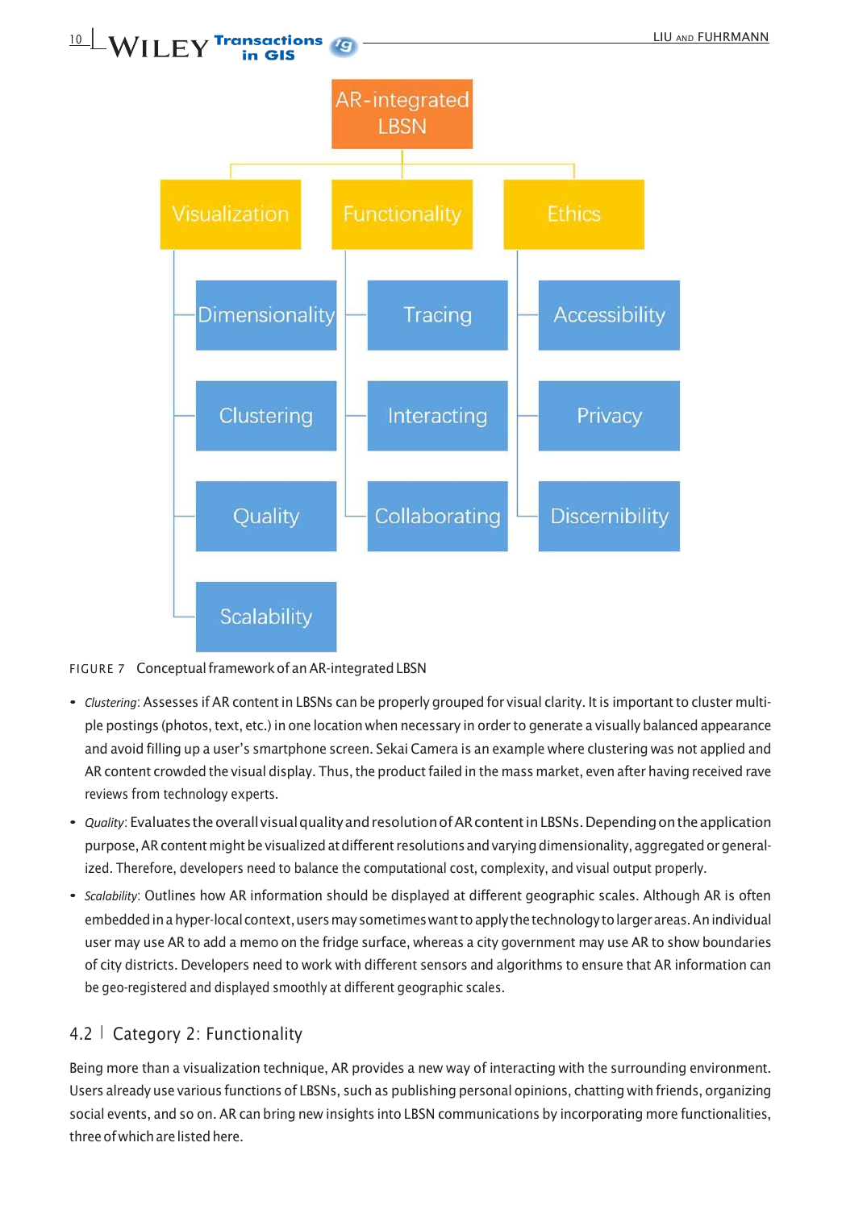FIGURE 7 Conceptual framework of an AR-integrated LBSN

- *Clustering*: Assesses if AR content in LBSNs can be properly grouped for visual clarity. It is important to cluster multiple postings (photos, text, etc.) in one location when necessary in order to generate a visually balanced appearance and avoid filling up a user's smartphone screen. Sekai Camera is an example where clustering was not applied and AR content crowded the visual display. Thus, the product failed in the mass market, even after having received rave reviews from technology experts.
- *Quality*: Evaluates the overall visual quality and resolution of AR content in LBSNs. Depending on the application purpose, AR content might be visualized at different resolutions and varying dimensionality, aggregated or generalized. Therefore, developers need to balance the computational cost, complexity, and visual output properly.
- *Scalability*: Outlines how AR information should be displayed at different geographic scales. Although AR is often embedded in a hyper-local context, users may sometimes want to apply the technology to larger areas. An individual user may use AR to add a memo on the fridge surface, whereas a city government may use AR to show boundaries of city districts. Developers need to work with different sensors and algorithms to ensure that AR information can be geo-registered and displayed smoothly at different geographic scales.

## 4.2 | Category 2: Functionality

Being more than a visualization technique, AR provides a new way of interacting with the surrounding environment. Users already use various functions of LBSNs, such as publishing personal opinions, chatting with friends, organizing social events, and so on. AR can bring new insights into LBSN communications by incorporating more functionalities, three of which are listed here.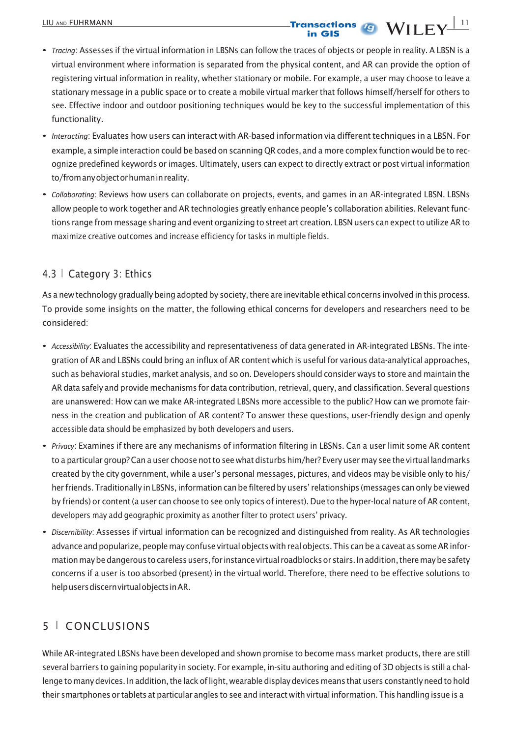- *Tracing*: Assesses if the virtual information in LBSNs can follow the traces of objects or people in reality. A LBSN is a virtual environment where information is separated from the physical content, and AR can provide the option of registering virtual information in reality, whether stationary or mobile. For example, a user may choose to leave a stationary message in a public space or to create a mobile virtual marker that follows himself/herself for others to see. Effective indoor and outdoor positioning techniques would be key to the successful implementation of this functionality.
- *Interacting*: Evaluates how users can interact with AR-based information via different techniques in a LBSN. For example, a simple interaction could be based on scanning QR codes, and a more complex function would be to recognize predefined keywords or images. Ultimately, users can expect to directly extract or post virtual information to/from any object or human in reality.
- *Collaborating*: Reviews how users can collaborate on projects, events, and games in an AR-integrated LBSN. LBSNs allow people to work together and AR technologies greatly enhance people's collaboration abilities. Relevant functions range from message sharing and event organizing to street art creation. LBSN users can expect to utilize AR to maximize creative outcomes and increase efficiency for tasks in multiple fields.

### 4.3 | Category 3: Ethics

As a new technology gradually being adopted by society, there are inevitable ethical concerns involved in this process. To provide some insights on the matter, the following ethical concerns for developers and researchers need to be considered:

- *Accessibility*: Evaluates the accessibility and representativeness of data generated in AR-integrated LBSNs. The integration of AR and LBSNs could bring an influx of AR content which is useful for various data-analytical approaches, such as behavioral studies, market analysis, and so on. Developers should consider ways to store and maintain the AR data safely and provide mechanisms for data contribution, retrieval, query, and classification. Several questions are unanswered: How can we make AR-integrated LBSNs more accessible to the public? How can we promote fairness in the creation and publication of AR content? To answer these questions, user-friendly design and openly accessible data should be emphasized by both developers and users.
- *Privacy*: Examines if there are any mechanisms of information filtering in LBSNs. Can a user limit some AR content to a particular group? Can a user choose not to see what disturbs him/her? Every user may see the virtual landmarks created by the city government, while a user's personal messages, pictures, and videos may be visible only to his/her friends. Traditionally in LBSNs, information can be filtered by users' relationships (messages can only be viewed by friends) or content (a user can choose to see only topics of interest). Due to the hyper-local nature of AR content, developers may add geographic proximity as another filter to protect users' privacy.
- *Discernibility*: Assesses if virtual information can be recognized and distinguished from reality. As AR technologies advance and popularize, people may confuse virtual objects with real objects. This can be a caveat as some AR information may be dangerous to careless users, for instance virtual roadblocks or stairs. In addition, there may be safety concerns if a user is too absorbed (present) in the virtual world. Therefore, there need to be effective solutions to help users discern virtual objects in AR.

## 5 | CONCLUSIONS

While AR-integrated LBSNs have been developed and shown promise to become mass market products, there are still several barriers to gaining popularity in society. For example, in-situ authoring and editing of 3D objects is still a challenge to many devices. In addition, the lack of light, wearable display devices means that users constantly need to hold their smartphones or tablets at particular angles to see and interact with virtual information. This handling issue is a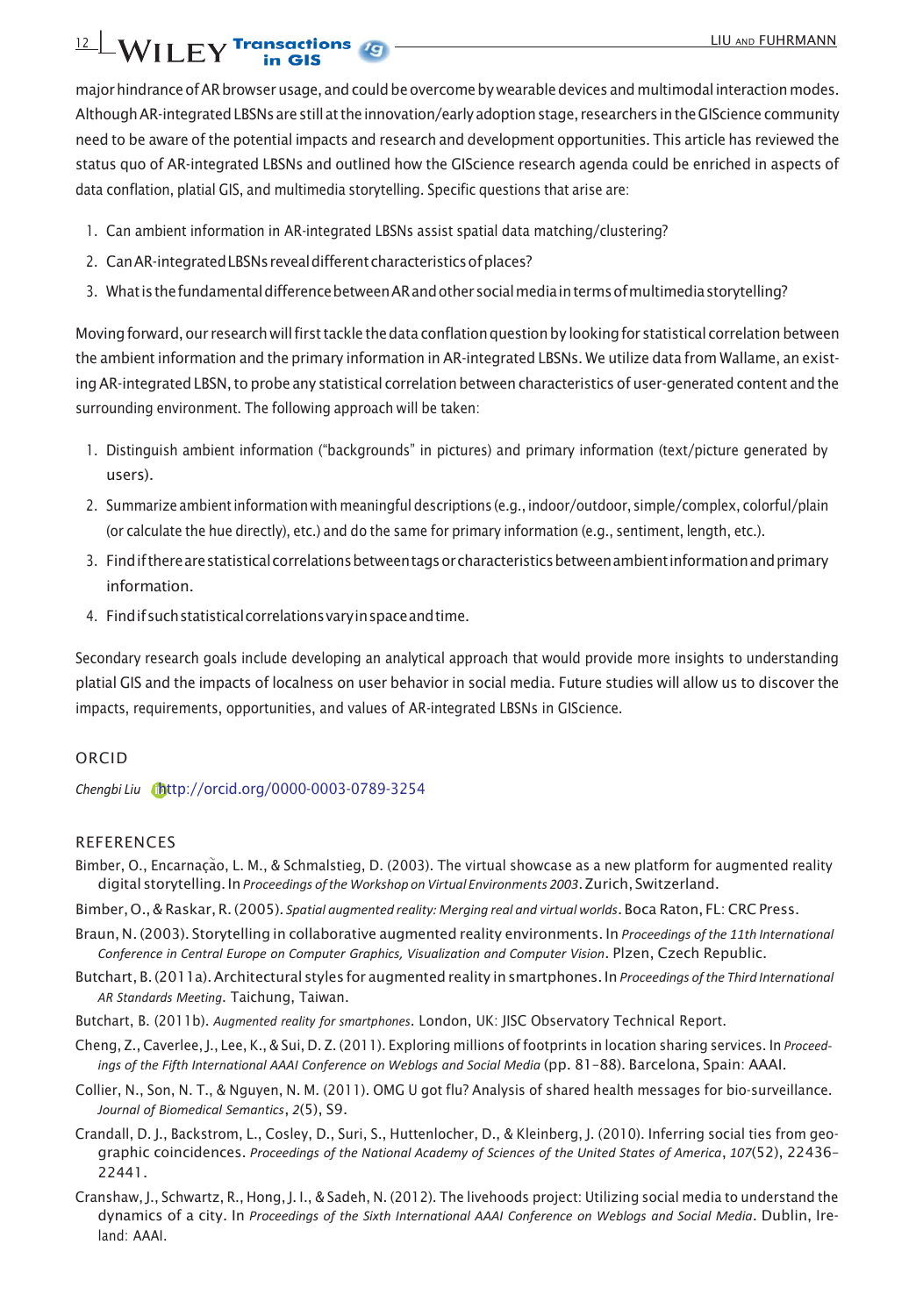major hindrance of AR browser usage, and could be overcome by wearable devices and multimodal interaction modes. Although AR-integrated LBSNs are still at the innovation/early adoption stage, researchers in the GIScience community need to be aware of the potential impacts and research and development opportunities. This article has reviewed the status quo of AR-integrated LBSNs and outlined how the GIScience research agenda could be enriched in aspects of data conflation, platial GIS, and multimedia storytelling. Specific questions that arise are:

1. Can ambient information in AR-integrated LBSNs assist spatial data matching/clustering?
2. Can AR-integrated LBSNs reveal different characteristics of places?
3. What is the fundamental difference between AR and other social media in terms of multimedia storytelling?

Moving forward, our research will first tackle the data conflation question by looking for statistical correlation between the ambient information and the primary information in AR-integrated LBSNs. We utilize data from Wallame, an existing AR-integrated LBSN, to probe any statistical correlation between characteristics of user-generated content and the surrounding environment. The following approach will be taken:

1. Distinguish ambient information ("backgrounds" in pictures) and primary information (text/picture generated by users).
2. Summarize ambient information with meaningful descriptions (e.g., indoor/outdoor, simple/complex, colorful/plain (or calculate the hue directly), etc.) and do the same for primary information (e.g., sentiment, length, etc.).
3. Find if there are statistical correlations between tags or characteristics between ambient information and primary information.
4. Find if such statistical correlations vary in space and time.

Secondary research goals include developing an analytical approach that would provide more insights to understanding platial GIS and the impacts of localness on user behavior in social media. Future studies will allow us to discover the impacts, requirements, opportunities, and values of AR-integrated LBSNs in GIScience.

## ORCID

*Chengbi Liu* http://orcid.org/0000-0003-0789-3254

## REFERENCES

Bimber, O., Encarnação, L. M., & Schmalstieg, D. (2003). The virtual showcase as a new platform for augmented reality digital storytelling. In *Proceedings of the Workshop on Virtual Environments 2003*. Zurich, Switzerland.

Bimber, O., & Raskar, R. (2005). *Spatial augmented reality: Merging real and virtual worlds*. Boca Raton, FL: CRC Press.

Braun, N. (2003). Storytelling in collaborative augmented reality environments. In *Proceedings of the 11th International Conference in Central Europe on Computer Graphics, Visualization and Computer Vision*. Plzen, Czech Republic.

Butchart, B. (2011a). Architectural styles for augmented reality in smartphones. In *Proceedings of the Third International AR Standards Meeting*. Taichung, Taiwan.

Butchart, B. (2011b). *Augmented reality for smartphones*. London, UK: JISC Observatory Technical Report.

Cheng, Z., Caverlee, J., Lee, K., & Sui, D. Z. (2011). Exploring millions of footprints in location sharing services. In *Proceedings of the Fifth International AAAI Conference on Weblogs and Social Media* (pp. 81–88). Barcelona, Spain: AAAI.

Collier, N., Son, N. T., & Nguyen, N. M. (2011). OMG U got flu? Analysis of shared health messages for bio-surveillance. *Journal of Biomedical Semantics*, *2*(5), S9.

Crandall, D. J., Backstrom, L., Cosley, D., Suri, S., Huttenlocher, D., & Kleinberg, J. (2010). Inferring social ties from geographic coincidences. *Proceedings of the National Academy of Sciences of the United States of America*, *107*(52), 22436–22441.

Cranshaw, J., Schwartz, R., Hong, J. I., & Sadeh, N. (2012). The livehoods project: Utilizing social media to understand the dynamics of a city. In *Proceedings of the Sixth International AAAI Conference on Weblogs and Social Media*. Dublin, Ireland: AAAI.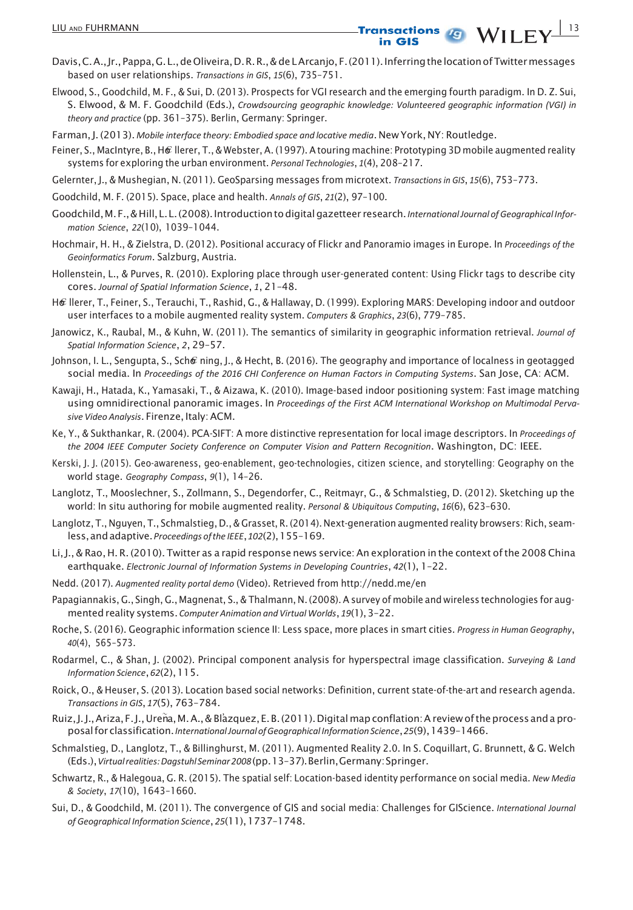Davis, C. A., Jr., Pappa, G. L., de Oliveira, D. R. R., & de L Arcanjo, F. (2011). Inferring the location of Twitter messages based on user relationships. *Transactions in GIS*, *15*(6), 735–751.

Elwood, S., Goodchild, M. F., & Sui, D. (2013). Prospects for VGI research and the emerging fourth paradigm. In D. Z. Sui, S. Elwood, & M. F. Goodchild (Eds.), *Crowdsourcing geographic knowledge: Volunteered geographic information (VGI) in theory and practice* (pp. 361–375). Berlin, Germany: Springer.

Farman, J. (2013). *Mobile interface theory: Embodied space and locative media*. New York, NY: Routledge.

Feiner, S., MacIntyre, B., Hö llerer, T., & Webster, A. (1997). A touring machine: Prototyping 3D mobile augmented reality systems for exploring the urban environment. *Personal Technologies*, *1*(4), 208–217.

Gelernter, J., & Mushegian, N. (2011). GeoSparsing messages from microtext. *Transactions in GIS*, *15*(6), 753–773.

Goodchild, M. F. (2015). Space, place and health. *Annals of GIS*, *21*(2), 97–100.

Goodchild, M. F., & Hill, L. L. (2008). Introduction to digital gazetteer research. *International Journal of Geographical Information Science*, *22*(10), 1039–1044.

Hochmair, H. H., & Zielstra, D. (2012). Positional accuracy of Flickr and Panoramio images in Europe. In *Proceedings of the Geoinformatics Forum*. Salzburg, Austria.

Hollenstein, L., & Purves, R. (2010). Exploring place through user-generated content: Using Flickr tags to describe city cores. *Journal of Spatial Information Science*, *1*, 21–48.

Hö llerer, T., Feiner, S., Terauchi, T., Rashid, G., & Hallaway, D. (1999). Exploring MARS: Developing indoor and outdoor user interfaces to a mobile augmented reality system. *Computers & Graphics*, *23*(6), 779–785.

Janowicz, K., Raubal, M., & Kuhn, W. (2011). The semantics of similarity in geographic information retrieval. *Journal of Spatial Information Science*, *2*, 29–57.

Johnson, I. L., Sengupta, S., Schö ning, J., & Hecht, B. (2016). The geography and importance of localness in geotagged social media. In *Proceedings of the 2016 CHI Conference on Human Factors in Computing Systems*. San Jose, CA: ACM.

Kawaji, H., Hatada, K., Yamasaki, T., & Aizawa, K. (2010). Image-based indoor positioning system: Fast image matching using omnidirectional panoramic images. In *Proceedings of the First ACM International Workshop on Multimodal Pervasive Video Analysis*. Firenze, Italy: ACM.

Ke, Y., & Sukthankar, R. (2004). PCA-SIFT: A more distinctive representation for local image descriptors. In *Proceedings of the 2004 IEEE Computer Society Conference on Computer Vision and Pattern Recognition*. Washington, DC: IEEE.

Kerski, J. J. (2015). Geo-awareness, geo-enablement, geo-technologies, citizen science, and storytelling: Geography on the world stage. *Geography Compass*, *9*(1), 14–26.

Langlotz, T., Mooslechner, S., Zollmann, S., Degendorfer, C., Reitmayr, G., & Schmalstieg, D. (2012). Sketching up the world: In situ authoring for mobile augmented reality. *Personal & Ubiquitous Computing*, *16*(6), 623–630.

Langlotz, T., Nguyen, T., Schmalstieg, D., & Grasset, R. (2014). Next-generation augmented reality browsers: Rich, seamless, and adaptive. *Proceedings of the IEEE*, *102*(2), 155–169.

Li, J., & Rao, H. R. (2010). Twitter as a rapid response news service: An exploration in the context of the 2008 China earthquake. *Electronic Journal of Information Systems in Developing Countries*, *42*(1), 1–22.

Nedd. (2017). *Augmented reality portal demo* (Video). Retrieved from http://nedd.me/en

Papagiannakis, G., Singh, G., Magnenat, S., & Thalmann, N. (2008). A survey of mobile and wireless technologies for augmented reality systems. *Computer Animation and Virtual Worlds*, *19*(1), 3–22.

Roche, S. (2016). Geographic information science II: Less space, more places in smart cities. *Progress in Human Geography*, *40*(4), 565–573.

Rodarmel, C., & Shan, J. (2002). Principal component analysis for hyperspectral image classification. *Surveying & Land Information Science*, *62*(2), 115.

Roick, O., & Heuser, S. (2013). Location based social networks: Definition, current state-of-the-art and research agenda. *Transactions in GIS*, *17*(5), 763–784.

Ruiz, J. J., Ariza, F. J., Ureña, M. A., & Blàzquez, E. B. (2011). Digital map conflation: A review of the process and a proposal for classification. *International Journal of Geographical Information Science*, *25*(9), 1439–1466.

Schmalstieg, D., Langlotz, T., & Billinghurst, M. (2011). Augmented Reality 2.0. In S. Coquillart, G. Brunnett, & G. Welch (Eds.), *Virtual realities: Dagstuhl Seminar 2008* (pp. 13–37). Berlin, Germany: Springer.

Schwartz, R., & Halegoua, G. R. (2015). The spatial self: Location-based identity performance on social media. *New Media & Society*, *17*(10), 1643–1660.

Sui, D., & Goodchild, M. (2011). The convergence of GIS and social media: Challenges for GIScience. *International Journal of Geographical Information Science*, *25*(11), 1737–1748.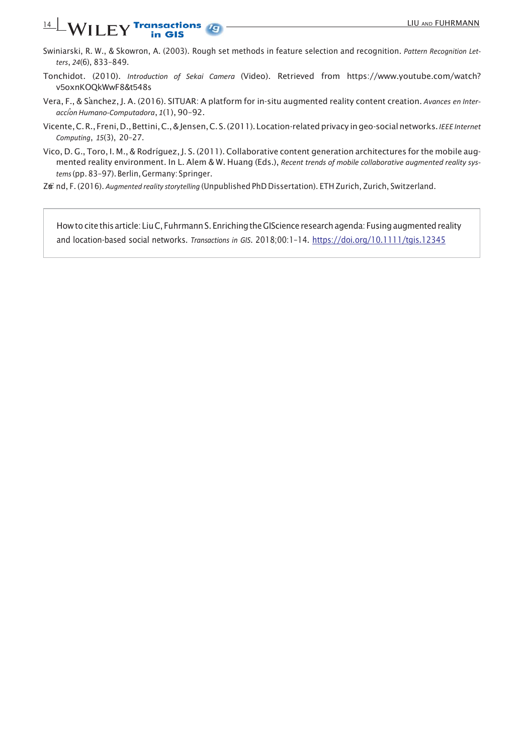Swiniarski, R. W., & Skowron, A. (2003). Rough set methods in feature selection and recognition. *Pattern Recognition Letters*, *24*(6), 833–849.

Tonchidot. (2010). *Introduction of Sekai Camera* (Video). Retrieved from https://www.youtube.com/watch?v5oxnKOQkWwF8&t548s

Vera, F., & Sànchez, J. A. (2016). SITUAR: A platform for in-situ augmented reality content creation. *Avances en Interacciòn Humano-Computadora*, *1*(1), 90–92.

Vicente, C. R., Freni, D., Bettini, C., & Jensen, C. S. (2011). Location-related privacy in geo-social networks. *IEEE Internet Computing*, *15*(3), 20–27.

Vico, D. G., Toro, I. M., & Rodríguez, J. S. (2011). Collaborative content generation architectures for the mobile augmented reality environment. In L. Alem & W. Huang (Eds.), *Recent trends of mobile collaborative augmented reality systems* (pp. 83–97). Berlin, Germany: Springer.

Zünd, F. (2016). *Augmented reality storytelling* (Unpublished PhD Dissertation). ETH Zurich, Zurich, Switzerland.

How to cite this article: Liu C, Fuhrmann S. Enriching the GIScience research agenda: Fusing augmented reality and location-based social networks. *Transactions in GIS*. 2018;00:1–14. https://doi.org/10.1111/tgis.12345